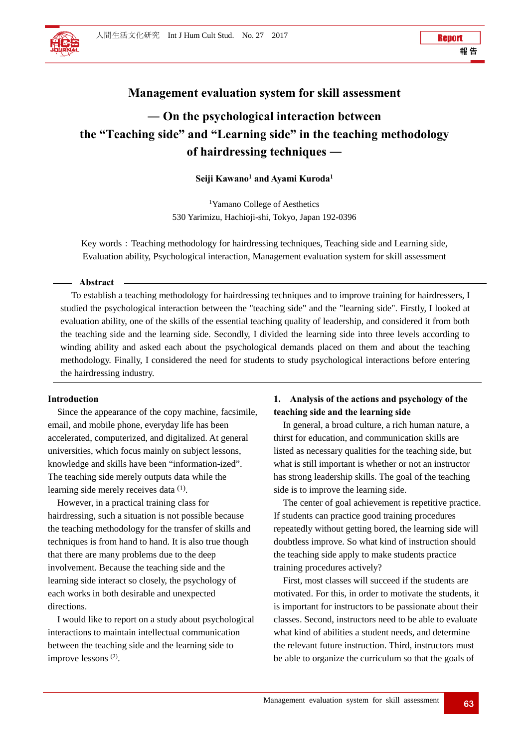Report

報告

# Management evaluation system for skill assessment

## — On the psychological interaction between the "Teaching side" and "Learning side" in the teaching methodology of hairdressing techniques —

**Seiji Kawano[1] and Ayami Kuroda[1]**

[1]Yamano College of Aesthetics
530 Yarimizu, Hachioji-shi, Tokyo, Japan 192-0396

Key words：Teaching methodology for hairdressing techniques, Teaching side and Learning side, Evaluation ability, Psychological interaction, Management evaluation system for skill assessment

**Abstract**

To establish a teaching methodology for hairdressing techniques and to improve training for hairdressers, I studied the psychological interaction between the "teaching side" and the "learning side". Firstly, I looked at evaluation ability, one of the skills of the essential teaching quality of leadership, and considered it from both the teaching side and the learning side. Secondly, I divided the learning side into three levels according to winding ability and asked each about the psychological demands placed on them and about the teaching methodology. Finally, I considered the need for students to study psychological interactions before entering the hairdressing industry.

## Introduction

Since the appearance of the copy machine, facsimile, email, and mobile phone, everyday life has been accelerated, computerized, and digitalized. At general universities, which focus mainly on subject lessons, knowledge and skills have been "information-ized". The teaching side merely outputs data while the learning side merely receives data (1).

However, in a practical training class for hairdressing, such a situation is not possible because the teaching methodology for the transfer of skills and techniques is from hand to hand. It is also true though that there are many problems due to the deep involvement. Because the teaching side and the learning side interact so closely, the psychology of each works in both desirable and unexpected directions.

I would like to report on a study about psychological interactions to maintain intellectual communication between the teaching side and the learning side to improve lessons (2).

## 1. Analysis of the actions and psychology of the teaching side and the learning side

In general, a broad culture, a rich human nature, a thirst for education, and communication skills are listed as necessary qualities for the teaching side, but what is still important is whether or not an instructor has strong leadership skills. The goal of the teaching side is to improve the learning side.

The center of goal achievement is repetitive practice. If students can practice good training procedures repeatedly without getting bored, the learning side will doubtless improve. So what kind of instruction should the teaching side apply to make students practice training procedures actively?

First, most classes will succeed if the students are motivated. For this, in order to motivate the students, it is important for instructors to be passionate about their classes. Second, instructors need to be able to evaluate what kind of abilities a student needs, and determine the relevant future instruction. Third, instructors must be able to organize the curriculum so that the goals of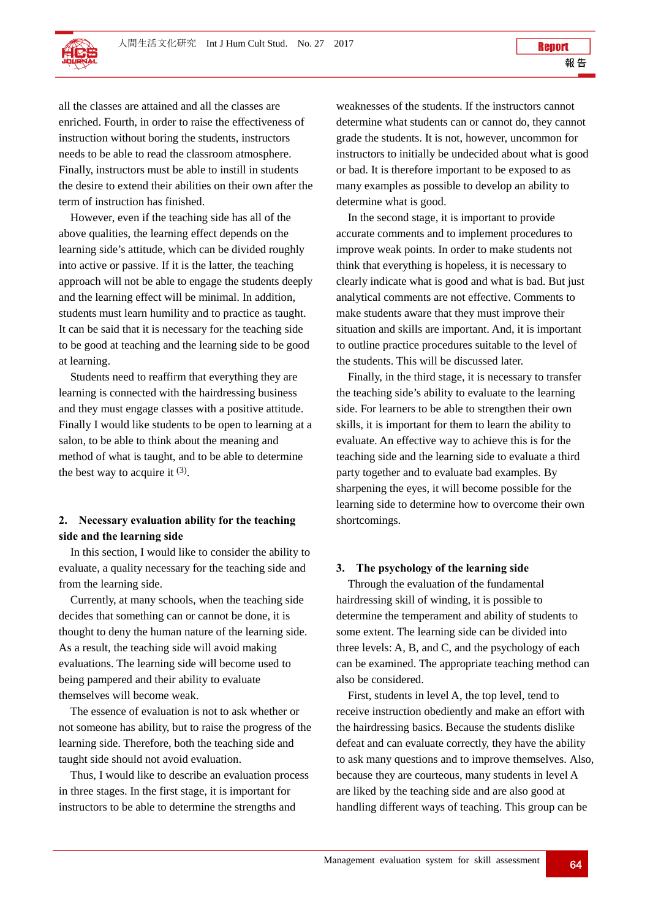all the classes are attained and all the classes are enriched. Fourth, in order to raise the effectiveness of instruction without boring the students, instructors needs to be able to read the classroom atmosphere. Finally, instructors must be able to instill in students the desire to extend their abilities on their own after the term of instruction has finished.

However, even if the teaching side has all of the above qualities, the learning effect depends on the learning side's attitude, which can be divided roughly into active or passive. If it is the latter, the teaching approach will not be able to engage the students deeply and the learning effect will be minimal. In addition, students must learn humility and to practice as taught. It can be said that it is necessary for the teaching side to be good at teaching and the learning side to be good at learning.

Students need to reaffirm that everything they are learning is connected with the hairdressing business and they must engage classes with a positive attitude. Finally I would like students to be open to learning at a salon, to be able to think about the meaning and method of what is taught, and to be able to determine the best way to acquire it (3).

## 2. Necessary evaluation ability for the teaching side and the learning side

In this section, I would like to consider the ability to evaluate, a quality necessary for the teaching side and from the learning side.

Currently, at many schools, when the teaching side decides that something can or cannot be done, it is thought to deny the human nature of the learning side. As a result, the teaching side will avoid making evaluations. The learning side will become used to being pampered and their ability to evaluate themselves will become weak.

The essence of evaluation is not to ask whether or not someone has ability, but to raise the progress of the learning side. Therefore, both the teaching side and taught side should not avoid evaluation.

Thus, I would like to describe an evaluation process in three stages. In the first stage, it is important for instructors to be able to determine the strengths and weaknesses of the students. If the instructors cannot determine what students can or cannot do, they cannot grade the students. It is not, however, uncommon for instructors to initially be undecided about what is good or bad. It is therefore important to be exposed to as many examples as possible to develop an ability to determine what is good.

In the second stage, it is important to provide accurate comments and to implement procedures to improve weak points. In order to make students not think that everything is hopeless, it is necessary to clearly indicate what is good and what is bad. But just analytical comments are not effective. Comments to make students aware that they must improve their situation and skills are important. And, it is important to outline practice procedures suitable to the level of the students. This will be discussed later.

Finally, in the third stage, it is necessary to transfer the teaching side's ability to evaluate to the learning side. For learners to be able to strengthen their own skills, it is important for them to learn the ability to evaluate. An effective way to achieve this is for the teaching side and the learning side to evaluate a third party together and to evaluate bad examples. By sharpening the eyes, it will become possible for the learning side to determine how to overcome their own shortcomings.

## 3. The psychology of the learning side

Through the evaluation of the fundamental hairdressing skill of winding, it is possible to determine the temperament and ability of students to some extent. The learning side can be divided into three levels: A, B, and C, and the psychology of each can be examined. The appropriate teaching method can also be considered.

First, students in level A, the top level, tend to receive instruction obediently and make an effort with the hairdressing basics. Because the students dislike defeat and can evaluate correctly, they have the ability to ask many questions and to improve themselves. Also, because they are courteous, many students in level A are liked by the teaching side and are also good at handling different ways of teaching. This group can be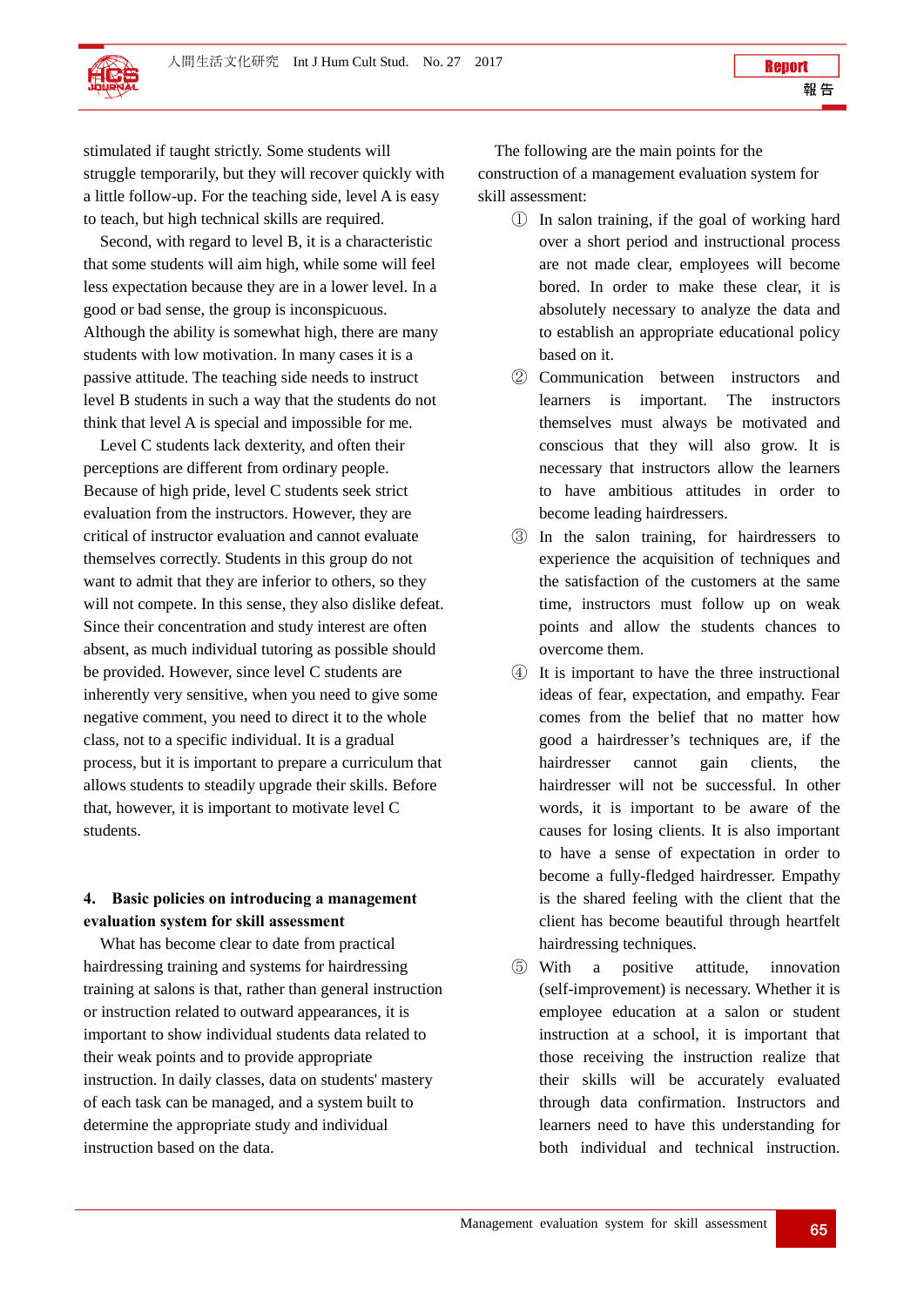stimulated if taught strictly. Some students will struggle temporarily, but they will recover quickly with a little follow-up. For the teaching side, level A is easy to teach, but high technical skills are required.

Second, with regard to level B, it is a characteristic that some students will aim high, while some will feel less expectation because they are in a lower level. In a good or bad sense, the group is inconspicuous. Although the ability is somewhat high, there are many students with low motivation. In many cases it is a passive attitude. The teaching side needs to instruct level B students in such a way that the students do not think that level A is special and impossible for me.

Level C students lack dexterity, and often their perceptions are different from ordinary people. Because of high pride, level C students seek strict evaluation from the instructors. However, they are critical of instructor evaluation and cannot evaluate themselves correctly. Students in this group do not want to admit that they are inferior to others, so they will not compete. In this sense, they also dislike defeat. Since their concentration and study interest are often absent, as much individual tutoring as possible should be provided. However, since level C students are inherently very sensitive, when you need to give some negative comment, you need to direct it to the whole class, not to a specific individual. It is a gradual process, but it is important to prepare a curriculum that allows students to steadily upgrade their skills. Before that, however, it is important to motivate level C students.

## 4. Basic policies on introducing a management evaluation system for skill assessment

What has become clear to date from practical hairdressing training and systems for hairdressing training at salons is that, rather than general instruction or instruction related to outward appearances, it is important to show individual students data related to their weak points and to provide appropriate instruction. In daily classes, data on students' mastery of each task can be managed, and a system built to determine the appropriate study and individual instruction based on the data.

The following are the main points for the construction of a management evaluation system for skill assessment:

① In salon training, if the goal of working hard over a short period and instructional process are not made clear, employees will become bored. In order to make these clear, it is absolutely necessary to analyze the data and to establish an appropriate educational policy based on it.

② Communication between instructors and learners is important. The instructors themselves must always be motivated and conscious that they will also grow. It is necessary that instructors allow the learners to have ambitious attitudes in order to become leading hairdressers.

③ In the salon training, for hairdressers to experience the acquisition of techniques and the satisfaction of the customers at the same time, instructors must follow up on weak points and allow the students chances to overcome them.

④ It is important to have the three instructional ideas of fear, expectation, and empathy. Fear comes from the belief that no matter how good a hairdresser's techniques are, if the hairdresser cannot gain clients, the hairdresser will not be successful. In other words, it is important to be aware of the causes for losing clients. It is also important to have a sense of expectation in order to become a fully-fledged hairdresser. Empathy is the shared feeling with the client that the client has become beautiful through heartfelt hairdressing techniques.

⑤ With a positive attitude, innovation (self-improvement) is necessary. Whether it is employee education at a salon or student instruction at a school, it is important that those receiving the instruction realize that their skills will be accurately evaluated through data confirmation. Instructors and learners need to have this understanding for both individual and technical instruction.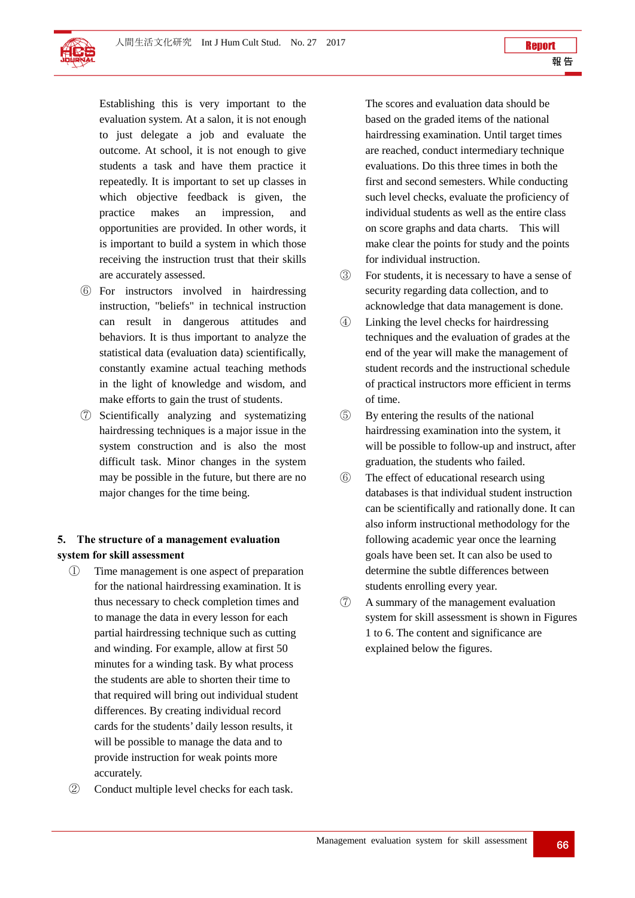Establishing this is very important to the evaluation system. At a salon, it is not enough to just delegate a job and evaluate the outcome. At school, it is not enough to give students a task and have them practice it repeatedly. It is important to set up classes in which objective feedback is given, the practice makes an impression, and opportunities are provided. In other words, it is important to build a system in which those receiving the instruction trust that their skills are accurately assessed.

⑥ For instructors involved in hairdressing instruction, "beliefs" in technical instruction can result in dangerous attitudes and behaviors. It is thus important to analyze the statistical data (evaluation data) scientifically, constantly examine actual teaching methods in the light of knowledge and wisdom, and make efforts to gain the trust of students.

⑦ Scientifically analyzing and systematizing hairdressing techniques is a major issue in the system construction and is also the most difficult task. Minor changes in the system may be possible in the future, but there are no major changes for the time being.

## 5. The structure of a management evaluation system for skill assessment

① Time management is one aspect of preparation for the national hairdressing examination. It is thus necessary to check completion times and to manage the data in every lesson for each partial hairdressing technique such as cutting and winding. For example, allow at first 50 minutes for a winding task. By what process the students are able to shorten their time to that required will bring out individual student differences. By creating individual record cards for the students' daily lesson results, it will be possible to manage the data and to provide instruction for weak points more accurately.

② Conduct multiple level checks for each task. The scores and evaluation data should be based on the graded items of the national hairdressing examination. Until target times are reached, conduct intermediary technique evaluations. Do this three times in both the first and second semesters. While conducting such level checks, evaluate the proficiency of individual students as well as the entire class on score graphs and data charts. This will make clear the points for study and the points for individual instruction.

③ For students, it is necessary to have a sense of security regarding data collection, and to acknowledge that data management is done.

④ Linking the level checks for hairdressing techniques and the evaluation of grades at the end of the year will make the management of student records and the instructional schedule of practical instructors more efficient in terms of time.

⑤ By entering the results of the national hairdressing examination into the system, it will be possible to follow-up and instruct, after graduation, the students who failed.

⑥ The effect of educational research using databases is that individual student instruction can be scientifically and rationally done. It can also inform instructional methodology for the following academic year once the learning goals have been set. It can also be used to determine the subtle differences between students enrolling every year.

⑦ A summary of the management evaluation system for skill assessment is shown in Figures 1 to 6. The content and significance are explained below the figures.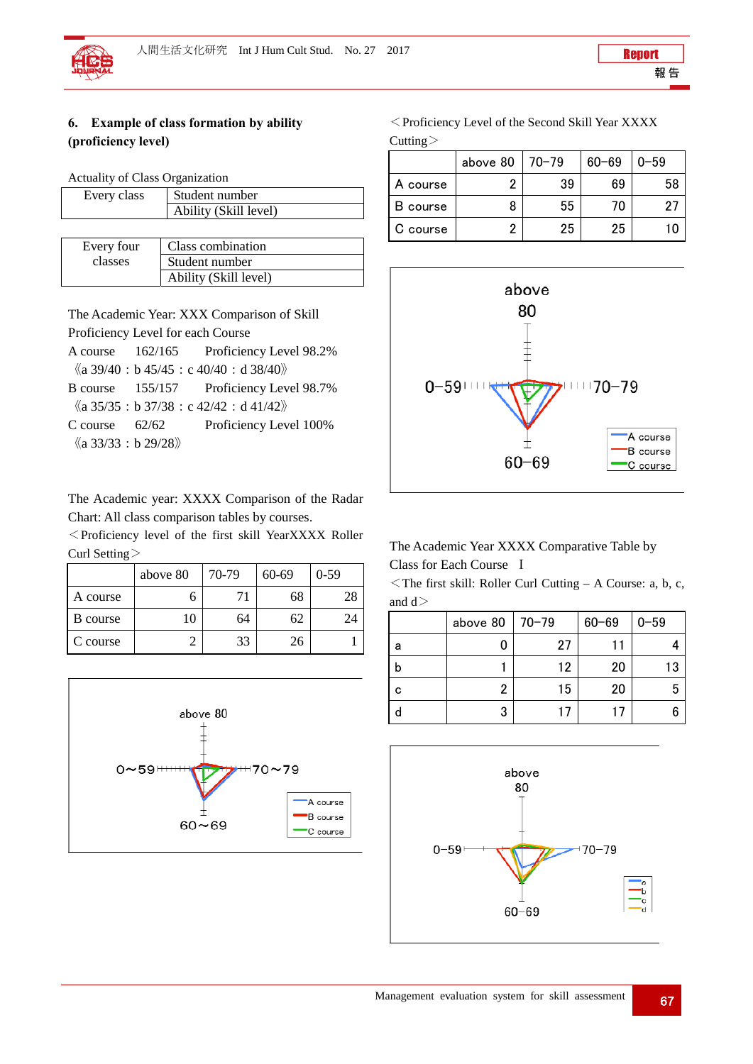## 6. Example of class formation by ability (proficiency level)

Actuality of Class Organization

| Every class | Student number |
|---|---|
| | Ability (Skill level) |

| Every four classes | Class combination |
|---|---|
| | Student number |
| | Ability (Skill level) |

The Academic Year: XXX Comparison of Skill Proficiency Level for each Course

A course　162/165　Proficiency Level 98.2%
《a 39/40：b 45/45：c 40/40：d 38/40》

B course　155/157　Proficiency Level 98.7%
《a 35/35：b 37/38：c 42/42：d 41/42》

C course　62/62　Proficiency Level 100%
《a 33/33：b 29/28》

The Academic year: XXXX Comparison of the Radar Chart: All class comparison tables by courses.

＜Proficiency level of the first skill YearXXXX Roller Curl Setting＞

| | above 80 | 70-79 | 60-69 | 0-59 |
|---|---|---|---|---|
| A course | 6 | 71 | 68 | 28 |
| B course | 10 | 64 | 62 | 24 |
| C course | 2 | 33 | 26 | 1 |

＜Proficiency Level of the Second Skill Year XXXX Cutting＞

| | above 80 | 70−79 | 60−69 | 0−59 |
|---|---|---|---|---|
| A course | 2 | 39 | 69 | 58 |
| B course | 8 | 55 | 70 | 27 |
| C course | 2 | 25 | 25 | 10 |

The Academic Year XXXX Comparative Table by Class for Each Course　I

＜The first skill: Roller Curl Cutting – A Course: a, b, c, and d＞

| | above 80 | 70−79 | 60−69 | 0−59 |
|---|---|---|---|---|
| a | 0 | 27 | 11 | 4 |
| b | 1 | 12 | 20 | 13 |
| c | 2 | 15 | 20 | 5 |
| d | 3 | 17 | 17 | 6 |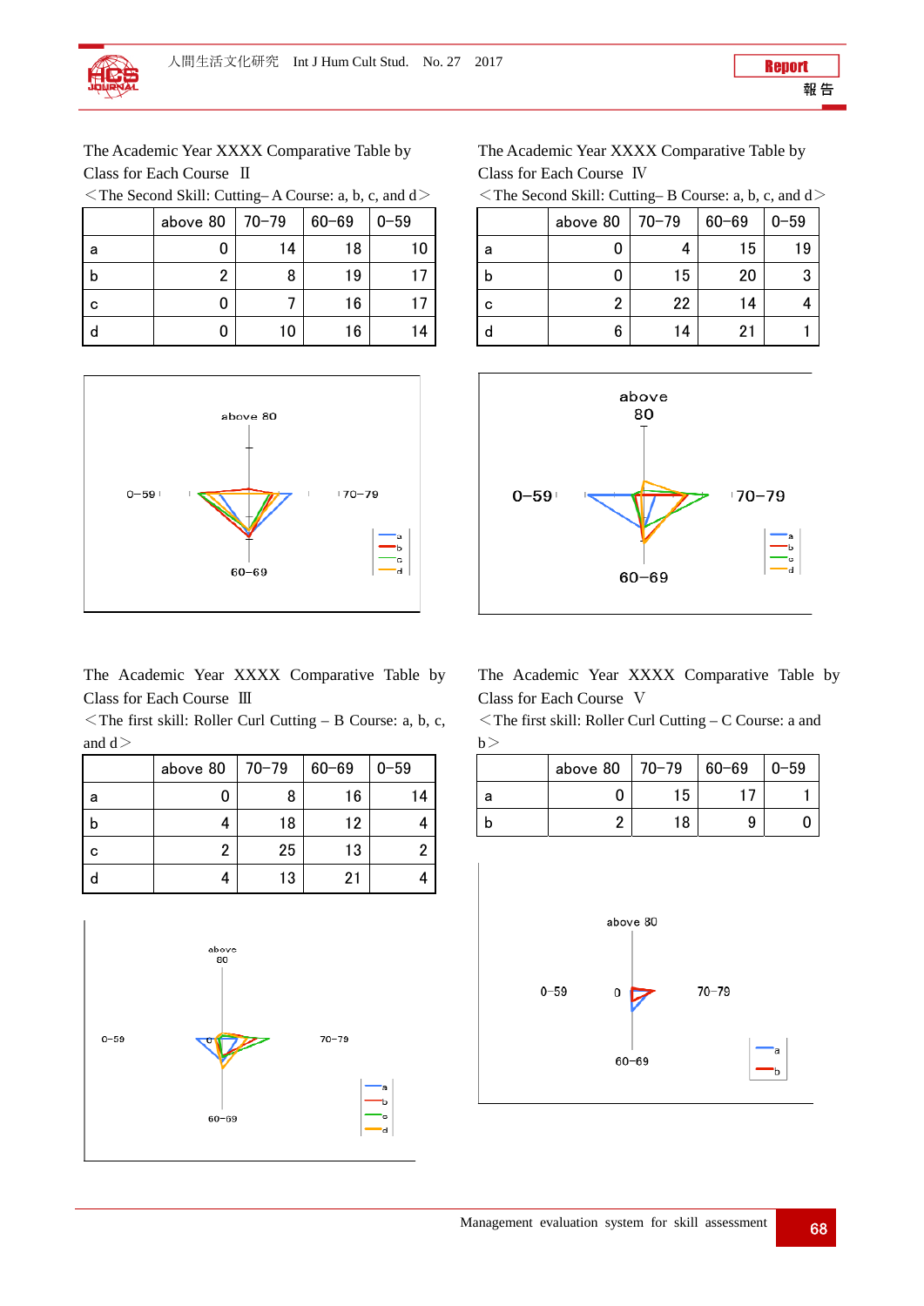The Academic Year XXXX Comparative Table by Class for Each Course Ⅱ

＜The Second Skill: Cutting– A Course: a, b, c, and d＞

| | above 80 | 70–79 | 60–69 | 0–59 |
|---|---|---|---|---|
| a | 0 | 14 | 18 | 10 |
| b | 2 | 8 | 19 | 17 |
| c | 0 | 7 | 16 | 17 |
| d | 0 | 10 | 16 | 14 |

The Academic Year XXXX Comparative Table by Class for Each Course Ⅳ

＜The Second Skill: Cutting– B Course: a, b, c, and d＞

| | above 80 | 70–79 | 60–69 | 0–59 |
|---|---|---|---|---|
| a | 0 | 4 | 15 | 19 |
| b | 0 | 15 | 20 | 3 |
| c | 2 | 22 | 14 | 4 |
| d | 6 | 14 | 21 | 1 |

The Academic Year XXXX Comparative Table by Class for Each Course Ⅲ

＜The first skill: Roller Curl Cutting – B Course: a, b, c, and d＞

| | above 80 | 70–79 | 60–69 | 0–59 |
|---|---|---|---|---|
| a | 0 | 8 | 16 | 14 |
| b | 4 | 18 | 12 | 4 |
| c | 2 | 25 | 13 | 2 |
| d | 4 | 13 | 21 | 4 |

The Academic Year XXXX Comparative Table by Class for Each Course Ⅴ

＜The first skill: Roller Curl Cutting – C Course: a and b＞

| | above 80 | 70–79 | 60–69 | 0–59 |
|---|---|---|---|---|
| a | 0 | 15 | 17 | 1 |
| b | 2 | 18 | 9 | 0 |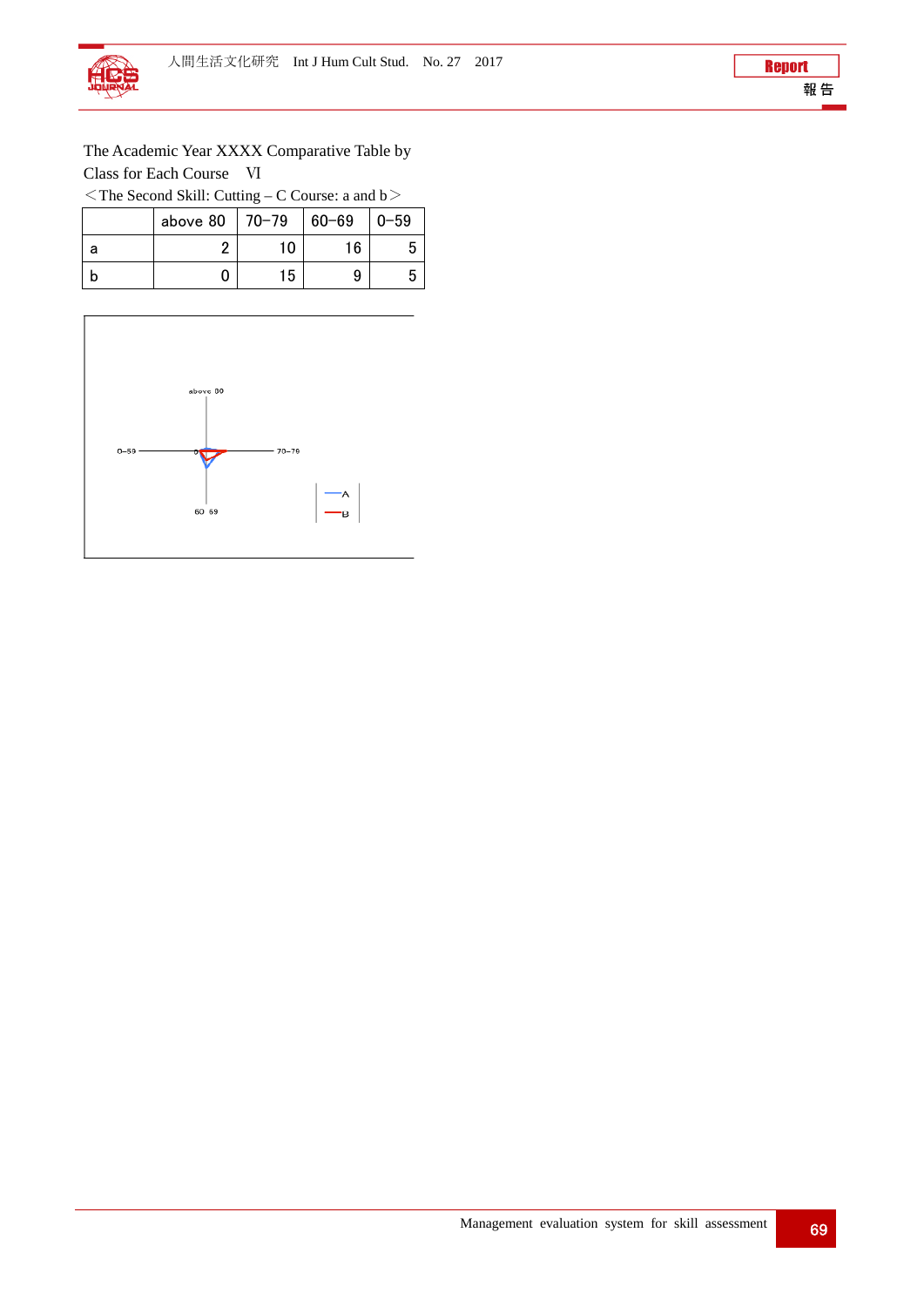The Academic Year XXXX Comparative Table by Class for Each Course　Ⅵ

＜The Second Skill: Cutting – C Course: a and b＞

| | above 80 | 70–79 | 60–69 | 0–59 |
|---|---|---|---|---|
| a | 2 | 10 | 16 | 5 |
| b | 0 | 15 | 9 | 5 |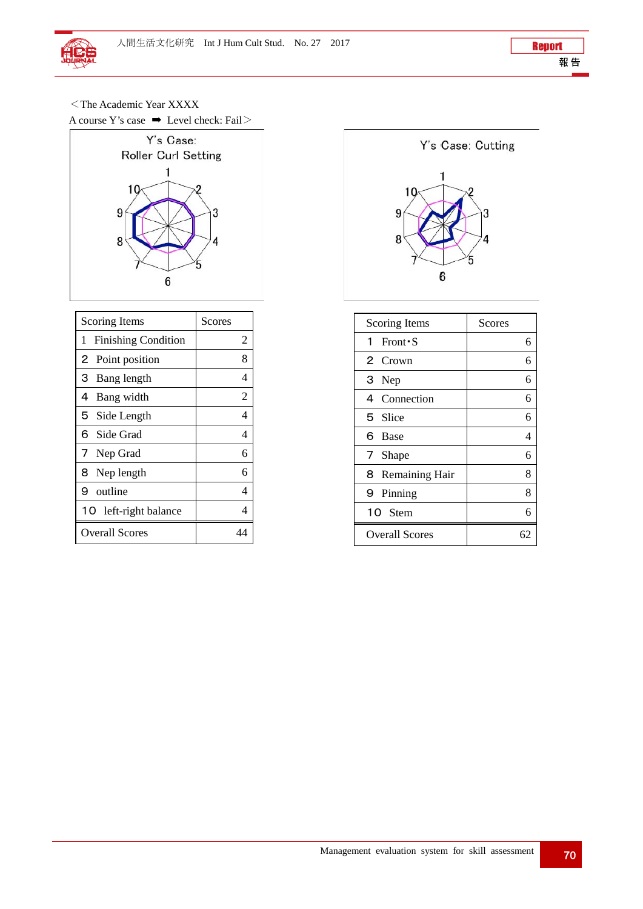＜The Academic Year XXXX

A course Y's case ➡ Level check: Fail＞

Y's Case: Roller Curl Setting

| Scoring Items | Scores |
|---|---|
| 1 Finishing Condition | 2 |
| 2 Point position | 8 |
| 3 Bang length | 4 |
| 4 Bang width | 2 |
| 5 Side Length | 4 |
| 6 Side Grad | 4 |
| 7 Nep Grad | 6 |
| 8 Nep length | 6 |
| 9 outline | 4 |
| 10 left-right balance | 4 |
| Overall Scores | 44 |

Y's Case: Cutting

| Scoring Items | Scores |
|---|---|
| 1 Front・S | 6 |
| 2 Crown | 6 |
| 3 Nep | 6 |
| 4 Connection | 6 |
| 5 Slice | 6 |
| 6 Base | 4 |
| 7 Shape | 6 |
| 8 Remaining Hair | 8 |
| 9 Pinning | 8 |
| 10 Stem | 6 |
| Overall Scores | 62 |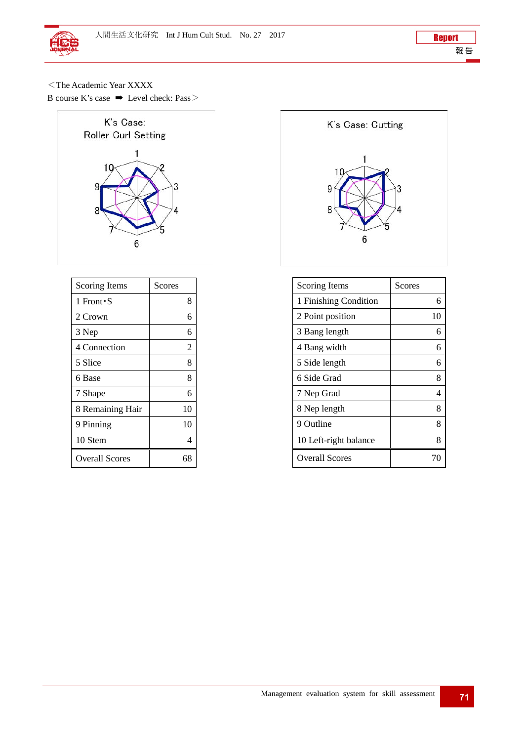＜The Academic Year XXXX
B course K's case ➡ Level check: Pass＞

K's Case: Roller Curl Setting

| Scoring Items | Scores |
|---|---|
| 1 Front・S | 8 |
| 2 Crown | 6 |
| 3 Nep | 6 |
| 4 Connection | 2 |
| 5 Slice | 8 |
| 6 Base | 8 |
| 7 Shape | 6 |
| 8 Remaining Hair | 10 |
| 9 Pinning | 10 |
| 10 Stem | 4 |
| Overall Scores | 68 |

K's Case: Cutting

| Scoring Items | Scores |
|---|---|
| 1 Finishing Condition | 6 |
| 2 Point position | 10 |
| 3 Bang length | 6 |
| 4 Bang width | 6 |
| 5 Side length | 6 |
| 6 Side Grad | 8 |
| 7 Nep Grad | 4 |
| 8 Nep length | 8 |
| 9 Outline | 8 |
| 10 Left-right balance | 8 |
| Overall Scores | 70 |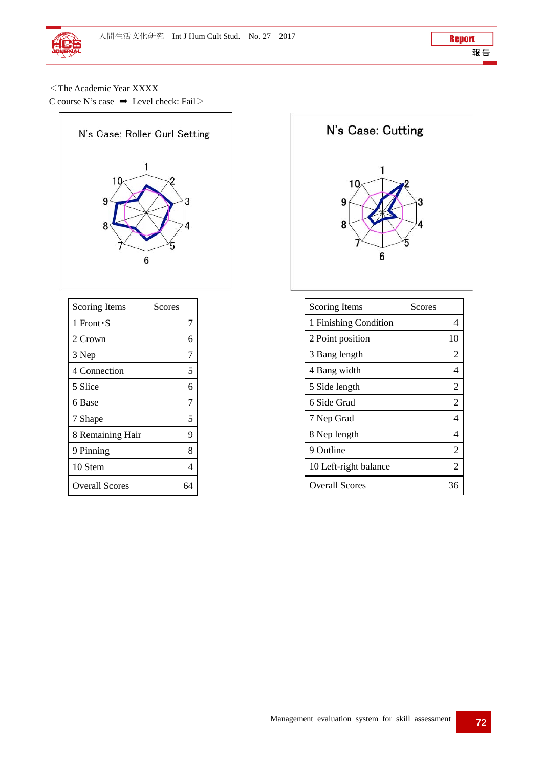＜The Academic Year XXXX
C course N's case ➡ Level check: Fail＞

N's Case: Roller Curl Setting

| Scoring Items | Scores |
|---|---|
| 1 Front･S | 7 |
| 2 Crown | 6 |
| 3 Nep | 7 |
| 4 Connection | 5 |
| 5 Slice | 6 |
| 6 Base | 7 |
| 7 Shape | 5 |
| 8 Remaining Hair | 9 |
| 9 Pinning | 8 |
| 10 Stem | 4 |
| Overall Scores | 64 |

N's Case: Cutting

| Scoring Items | Scores |
|---|---|
| 1 Finishing Condition | 4 |
| 2 Point position | 10 |
| 3 Bang length | 2 |
| 4 Bang width | 4 |
| 5 Side length | 2 |
| 6 Side Grad | 2 |
| 7 Nep Grad | 4 |
| 8 Nep length | 4 |
| 9 Outline | 2 |
| 10 Left-right balance | 2 |
| Overall Scores | 36 |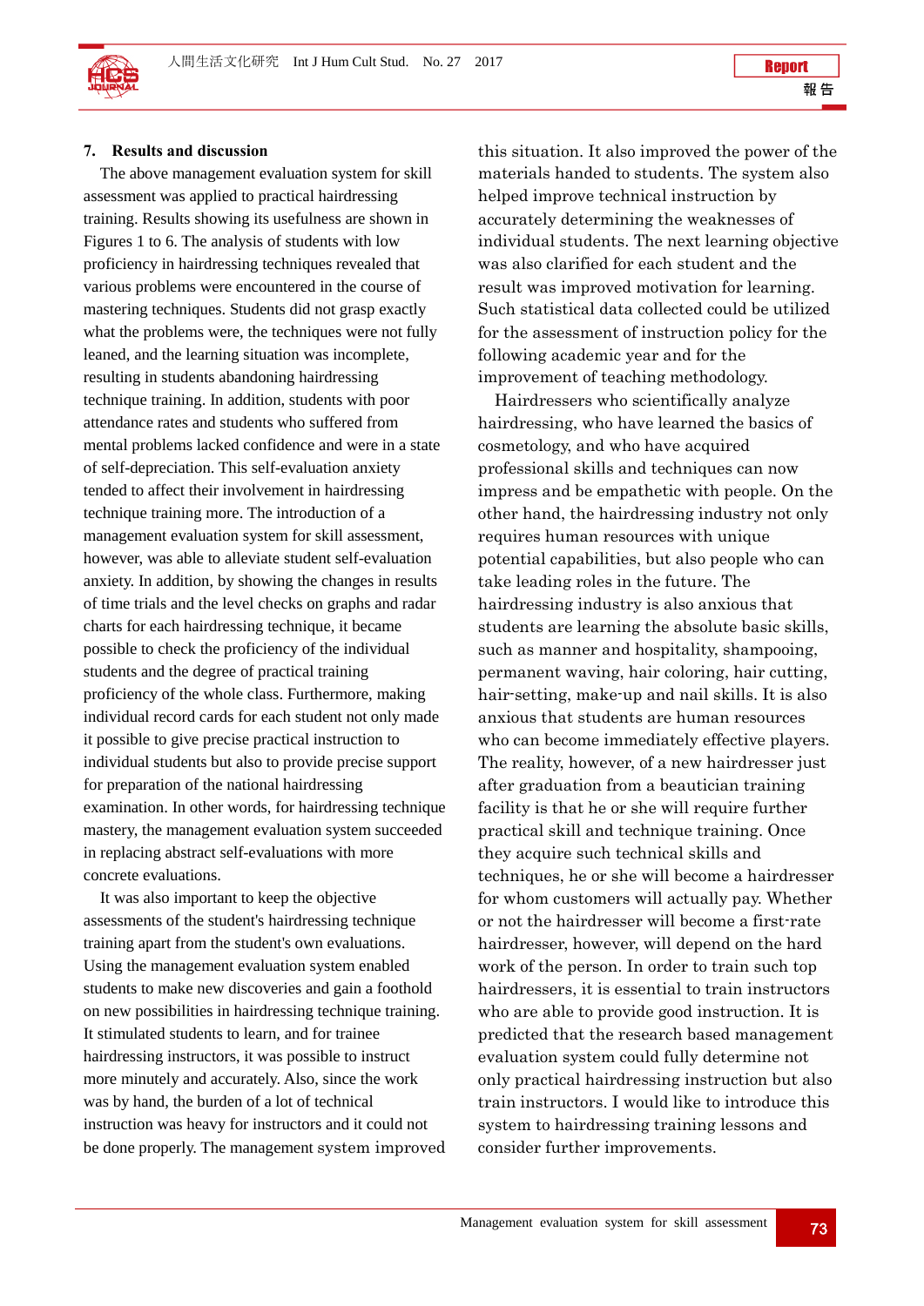## 7. Results and discussion

The above management evaluation system for skill assessment was applied to practical hairdressing training. Results showing its usefulness are shown in Figures 1 to 6. The analysis of students with low proficiency in hairdressing techniques revealed that various problems were encountered in the course of mastering techniques. Students did not grasp exactly what the problems were, the techniques were not fully leaned, and the learning situation was incomplete, resulting in students abandoning hairdressing technique training. In addition, students with poor attendance rates and students who suffered from mental problems lacked confidence and were in a state of self-depreciation. This self-evaluation anxiety tended to affect their involvement in hairdressing technique training more. The introduction of a management evaluation system for skill assessment, however, was able to alleviate student self-evaluation anxiety. In addition, by showing the changes in results of time trials and the level checks on graphs and radar charts for each hairdressing technique, it became possible to check the proficiency of the individual students and the degree of practical training proficiency of the whole class. Furthermore, making individual record cards for each student not only made it possible to give precise practical instruction to individual students but also to provide precise support for preparation of the national hairdressing examination. In other words, for hairdressing technique mastery, the management evaluation system succeeded in replacing abstract self-evaluations with more concrete evaluations.

It was also important to keep the objective assessments of the student's hairdressing technique training apart from the student's own evaluations. Using the management evaluation system enabled students to make new discoveries and gain a foothold on new possibilities in hairdressing technique training. It stimulated students to learn, and for trainee hairdressing instructors, it was possible to instruct more minutely and accurately. Also, since the work was by hand, the burden of a lot of technical instruction was heavy for instructors and it could not be done properly. The management system improved this situation. It also improved the power of the materials handed to students. The system also helped improve technical instruction by accurately determining the weaknesses of individual students. The next learning objective was also clarified for each student and the result was improved motivation for learning. Such statistical data collected could be utilized for the assessment of instruction policy for the following academic year and for the improvement of teaching methodology.

Hairdressers who scientifically analyze hairdressing, who have learned the basics of cosmetology, and who have acquired professional skills and techniques can now impress and be empathetic with people. On the other hand, the hairdressing industry not only requires human resources with unique potential capabilities, but also people who can take leading roles in the future. The hairdressing industry is also anxious that students are learning the absolute basic skills, such as manner and hospitality, shampooing, permanent waving, hair coloring, hair cutting, hair-setting, make-up and nail skills. It is also anxious that students are human resources who can become immediately effective players. The reality, however, of a new hairdresser just after graduation from a beautician training facility is that he or she will require further practical skill and technique training. Once they acquire such technical skills and techniques, he or she will become a hairdresser for whom customers will actually pay. Whether or not the hairdresser will become a first-rate hairdresser, however, will depend on the hard work of the person. In order to train such top hairdressers, it is essential to train instructors who are able to provide good instruction. It is predicted that the research based management evaluation system could fully determine not only practical hairdressing instruction but also train instructors. I would like to introduce this system to hairdressing training lessons and consider further improvements.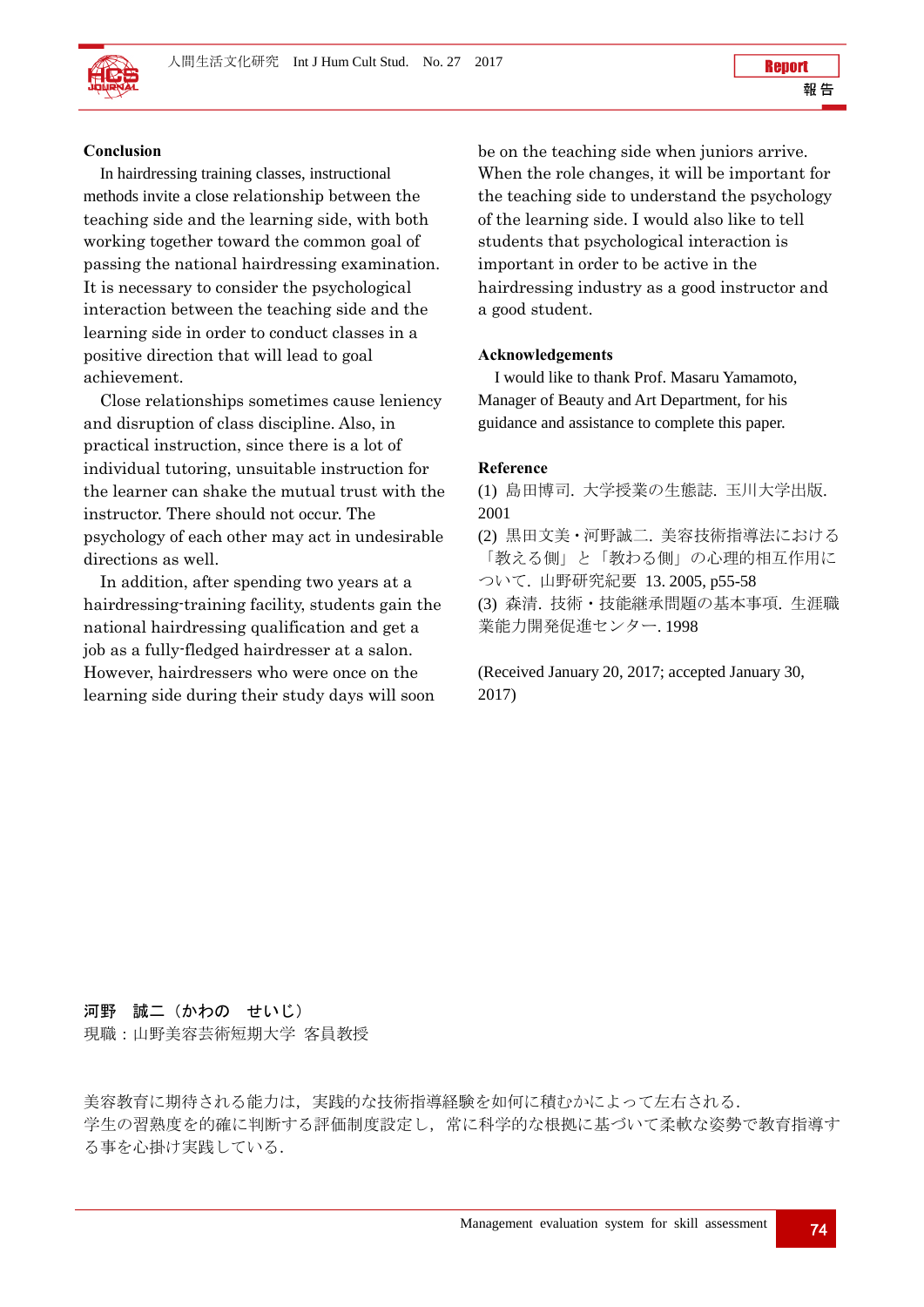## Conclusion

In hairdressing training classes, instructional methods invite a close relationship between the teaching side and the learning side, with both working together toward the common goal of passing the national hairdressing examination. It is necessary to consider the psychological interaction between the teaching side and the learning side in order to conduct classes in a positive direction that will lead to goal achievement.

Close relationships sometimes cause leniency and disruption of class discipline. Also, in practical instruction, since there is a lot of individual tutoring, unsuitable instruction for the learner can shake the mutual trust with the instructor. There should not occur. The psychology of each other may act in undesirable directions as well.

In addition, after spending two years at a hairdressing-training facility, students gain the national hairdressing qualification and get a job as a fully-fledged hairdresser at a salon. However, hairdressers who were once on the learning side during their study days will soon be on the teaching side when juniors arrive. When the role changes, it will be important for the teaching side to understand the psychology of the learning side. I would also like to tell students that psychological interaction is important in order to be active in the hairdressing industry as a good instructor and a good student.

## Acknowledgements

I would like to thank Prof. Masaru Yamamoto, Manager of Beauty and Art Department, for his guidance and assistance to complete this paper.

## Reference

(1) 島田博司. 大学授業の生態誌. 玉川大学出版. 2001

(2) 黒田文美・河野誠二. 美容技術指導法における「教える側」と「教わる側」の心理的相互作用について. 山野研究紀要 13. 2005, p55-58

(3) 森清. 技術・技能継承問題の基本事項. 生涯職業能力開発促進センター. 1998

(Received January 20, 2017; accepted January 30, 2017)

**河野　誠二（かわの　せいじ）**
現職：山野美容芸術短期大学 客員教授

美容教育に期待される能力は，実践的な技術指導経験を如何に積むかによって左右される．
学生の習熟度を的確に判断する評価制度設定し，常に科学的な根拠に基づいて柔軟な姿勢で教育指導する事を心掛け実践している．